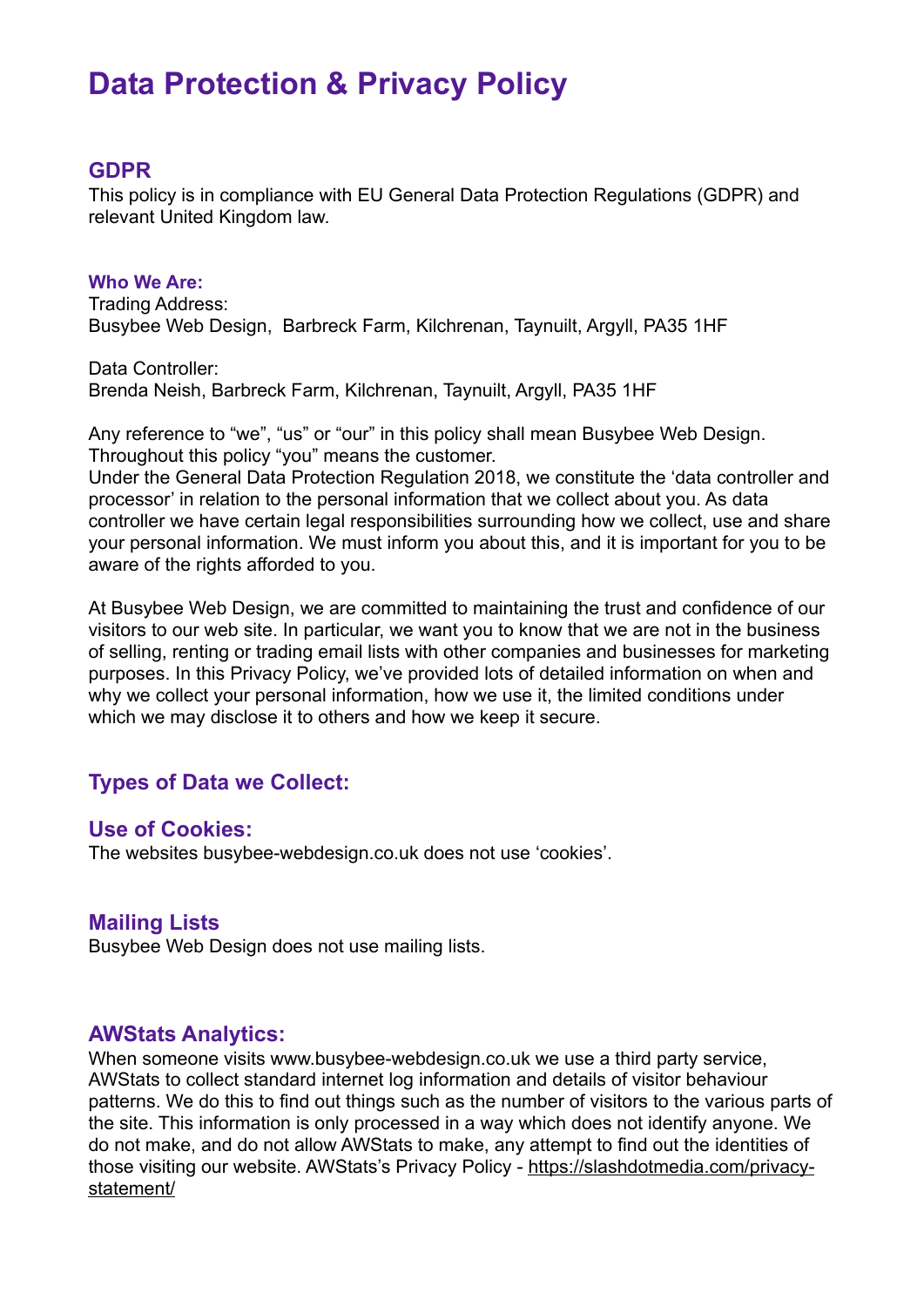# Data Protection & Privacy Policy

## GDPR

This policy is in compliance with EU General Data Protection Regulations (GDPR) and relevant United Kingdom law.

#### Who We Are:

Trading Address:
Busybee Web Design, Barbreck Farm, Kilchrenan, Taynuilt, Argyll, PA35 1HF

Data Controller:
Brenda Neish, Barbreck Farm, Kilchrenan, Taynuilt, Argyll, PA35 1HF

Any reference to "we", "us" or "our" in this policy shall mean Busybee Web Design. Throughout this policy "you" means the customer.
Under the General Data Protection Regulation 2018, we constitute the 'data controller and processor' in relation to the personal information that we collect about you. As data controller we have certain legal responsibilities surrounding how we collect, use and share your personal information. We must inform you about this, and it is important for you to be aware of the rights afforded to you.

At Busybee Web Design, we are committed to maintaining the trust and confidence of our visitors to our web site. In particular, we want you to know that we are not in the business of selling, renting or trading email lists with other companies and businesses for marketing purposes. In this Privacy Policy, we've provided lots of detailed information on when and why we collect your personal information, how we use it, the limited conditions under which we may disclose it to others and how we keep it secure.

## Types of Data we Collect:

## Use of Cookies:

The websites busybee-webdesign.co.uk does not use 'cookies'.

## Mailing Lists

Busybee Web Design does not use mailing lists.

## AWStats Analytics:

When someone visits www.busybee-webdesign.co.uk we use a third party service, AWStats to collect standard internet log information and details of visitor behaviour patterns. We do this to find out things such as the number of visitors to the various parts of the site. This information is only processed in a way which does not identify anyone. We do not make, and do not allow AWStats to make, any attempt to find out the identities of those visiting our website. AWStats's Privacy Policy - [https://slashdotmedia.com/privacy-statement/](https://slashdotmedia.com/privacy-statement/)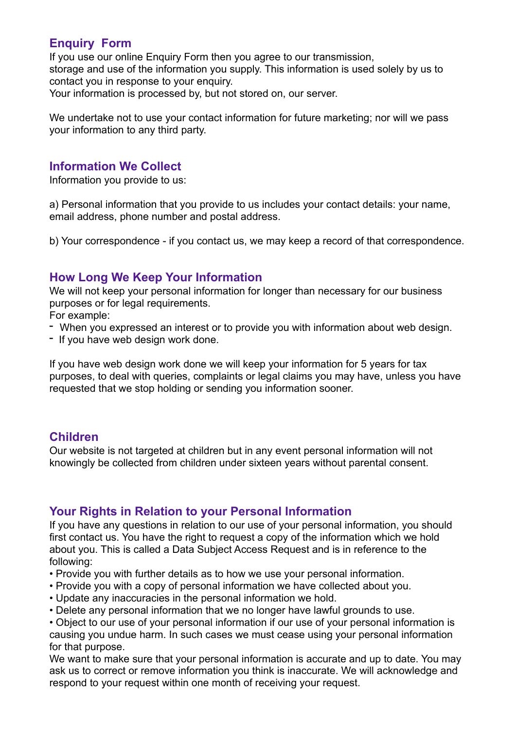## Enquiry Form

If you use our online Enquiry Form then you agree to our transmission, storage and use of the information you supply. This information is used solely by us to contact you in response to your enquiry.
Your information is processed by, but not stored on, our server.

We undertake not to use your contact information for future marketing; nor will we pass your information to any third party.

## Information We Collect

Information you provide to us:

a) Personal information that you provide to us includes your contact details: your name, email address, phone number and postal address.

b) Your correspondence - if you contact us, we may keep a record of that correspondence.

## How Long We Keep Your Information

We will not keep your personal information for longer than necessary for our business purposes or for legal requirements.
For example:

- When you expressed an interest or to provide you with information about web design.
- If you have web design work done.

If you have web design work done we will keep your information for 5 years for tax purposes, to deal with queries, complaints or legal claims you may have, unless you have requested that we stop holding or sending you information sooner.

## Children

Our website is not targeted at children but in any event personal information will not knowingly be collected from children under sixteen years without parental consent.

## Your Rights in Relation to your Personal Information

If you have any questions in relation to our use of your personal information, you should first contact us. You have the right to request a copy of the information which we hold about you. This is called a Data Subject Access Request and is in reference to the following:

- Provide you with further details as to how we use your personal information.
- Provide you with a copy of personal information we have collected about you.
- Update any inaccuracies in the personal information we hold.
- Delete any personal information that we no longer have lawful grounds to use.
- Object to our use of your personal information if our use of your personal information is causing you undue harm. In such cases we must cease using your personal information for that purpose.

We want to make sure that your personal information is accurate and up to date. You may ask us to correct or remove information you think is inaccurate. We will acknowledge and respond to your request within one month of receiving your request.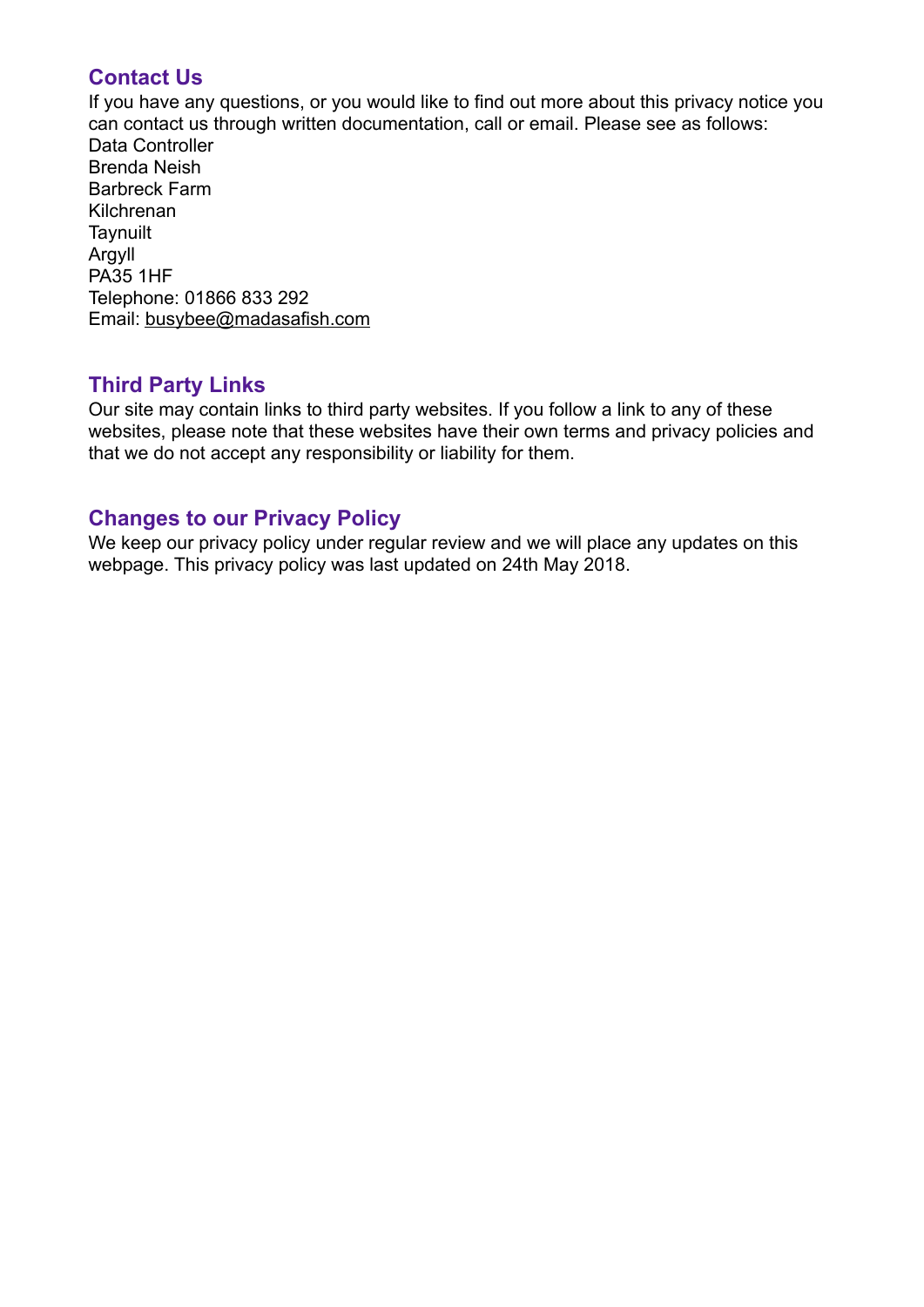## Contact Us

If you have any questions, or you would like to find out more about this privacy notice you can contact us through written documentation, call or email. Please see as follows:
Data Controller
Brenda Neish
Barbreck Farm
Kilchrenan
Taynuilt
Argyll
PA35 1HF
Telephone: 01866 833 292
Email: busybee@madasafish.com

## Third Party Links

Our site may contain links to third party websites. If you follow a link to any of these websites, please note that these websites have their own terms and privacy policies and that we do not accept any responsibility or liability for them.

## Changes to our Privacy Policy

We keep our privacy policy under regular review and we will place any updates on this webpage. This privacy policy was last updated on 24th May 2018.